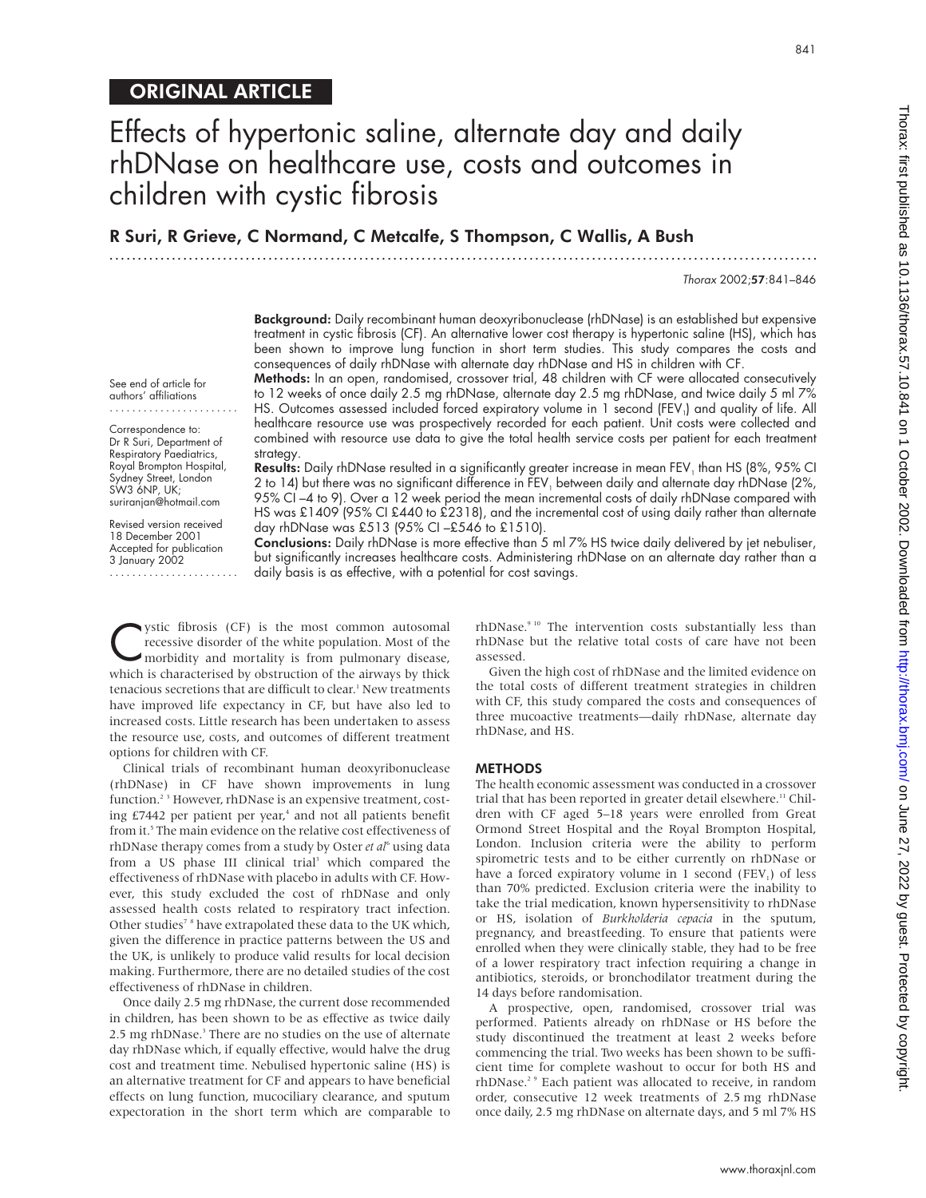## ORIGINAL ARTICLE

# Effects of hypertonic saline, alternate day and daily rhDNase on healthcare use, costs and outcomes in children with cystic fibrosis

**R Suri, R Grieve, C Normand, C Metcalfe, S Thompson, C Wallis, A Bush**

See end of article for authors' affiliations

Correspondence to: Dr R Suri, Department of Respiratory Paediatrics, Royal Brompton Hospital, Sydney Street, London SW3 6NP, UK; suriranjan@hotmail.com

Revised version received 18 December 2001
Accepted for publication 3 January 2002

**Background:** Daily recombinant human deoxyribonuclease (rhDNase) is an established but expensive treatment in cystic fibrosis (CF). An alternative lower cost therapy is hypertonic saline (HS), which has been shown to improve lung function in short term studies. This study compares the costs and consequences of daily rhDNase with alternate day rhDNase and HS in children with CF.

**Methods:** In an open, randomised, crossover trial, 48 children with CF were allocated consecutively to 12 weeks of once daily 2.5 mg rhDNase, alternate day 2.5 mg rhDNase, and twice daily 5 ml 7% HS. Outcomes assessed included forced expiratory volume in 1 second ($FEV_1$) and quality of life. All healthcare resource use was prospectively recorded for each patient. Unit costs were collected and combined with resource use data to give the total health service costs per patient for each treatment strategy.

**Results:** Daily rhDNase resulted in a significantly greater increase in mean $FEV_1$ than HS (8%, 95% CI 2 to 14) but there was no significant difference in $FEV_1$ between daily and alternate day rhDNase (2%, 95% CI –4 to 9). Over a 12 week period the mean incremental costs of daily rhDNase compared with HS was £1409 (95% CI £440 to £2318), and the incremental cost of using daily rather than alternate day rhDNase was £513 (95% CI –£546 to £1510).

**Conclusions:** Daily rhDNase is more effective than 5 ml 7% HS twice daily delivered by jet nebuliser, but significantly increases healthcare costs. Administering rhDNase on an alternate day rather than a daily basis is as effective, with a potential for cost savings.

Cystic fibrosis (CF) is the most common autosomal recessive disorder of the white population. Most of the morbidity and mortality is from pulmonary disease, which is characterised by obstruction of the airways by thick tenacious secretions that are difficult to clear.[1] New treatments have improved life expectancy in CF, but have also led to increased costs. Little research has been undertaken to assess the resource use, costs, and outcomes of different treatment options for children with CF.

Clinical trials of recombinant human deoxyribonuclease (rhDNase) in CF have shown improvements in lung function.[2,3] However, rhDNase is an expensive treatment, costing £7442 per patient per year,[4] and not all patients benefit from it.[5] The main evidence on the relative cost effectiveness of rhDNase therapy comes from a study by Oster *et al*[6] using data from a US phase III clinical trial[3] which compared the effectiveness of rhDNase with placebo in adults with CF. However, this study excluded the cost of rhDNase and only assessed health costs related to respiratory tract infection. Other studies[7,8] have extrapolated these data to the UK which, given the difference in practice patterns between the US and the UK, is unlikely to produce valid results for local decision making. Furthermore, there are no detailed studies of the cost effectiveness of rhDNase in children.

Once daily 2.5 mg rhDNase, the current dose recommended in children, has been shown to be as effective as twice daily 2.5 mg rhDNase.[3] There are no studies on the use of alternate day rhDNase which, if equally effective, would halve the drug cost and treatment time. Nebulised hypertonic saline (HS) is an alternative treatment for CF and appears to have beneficial effects on lung function, mucociliary clearance, and sputum expectoration in the short term which are comparable to rhDNase.[9,10] The intervention costs substantially less than rhDNase but the relative total costs of care have not been assessed.

Given the high cost of rhDNase and the limited evidence on the total costs of different treatment strategies in children with CF, this study compared the costs and consequences of three mucoactive treatments—daily rhDNase, alternate day rhDNase, and HS.

## METHODS

The health economic assessment was conducted in a crossover trial that has been reported in greater detail elsewhere.[11] Children with CF aged 5–18 years were enrolled from Great Ormond Street Hospital and the Royal Brompton Hospital, London. Inclusion criteria were the ability to perform spirometric tests and to be either currently on rhDNase or have a forced expiratory volume in 1 second ($FEV_1$) of less than 70% predicted. Exclusion criteria were the inability to take the trial medication, known hypersensitivity to rhDNase or HS, isolation of *Burkholderia cepacia* in the sputum, pregnancy, and breastfeeding. To ensure that patients were enrolled when they were clinically stable, they had to be free of a lower respiratory tract infection requiring a change in antibiotics, steroids, or bronchodilator treatment during the 14 days before randomisation.

A prospective, open, randomised, crossover trial was performed. Patients already on rhDNase or HS before the study discontinued the treatment at least 2 weeks before commencing the trial. Two weeks has been shown to be sufficient time for complete washout to occur for both HS and rhDNase.[2,9] Each patient was allocated to receive, in random order, consecutive 12 week treatments of 2.5 mg rhDNase once daily, 2.5 mg rhDNase on alternate days, and 5 ml 7% HS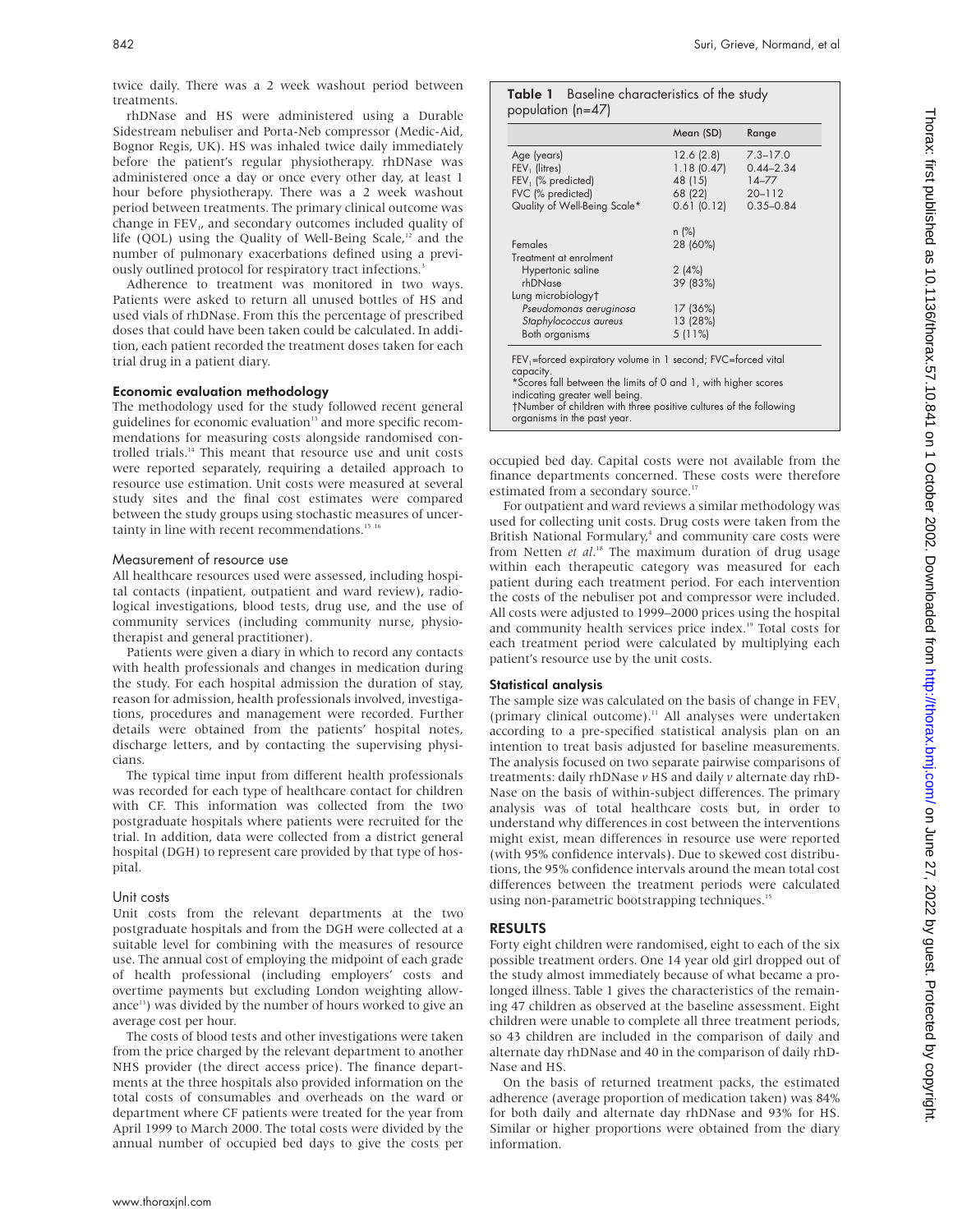twice daily. There was a 2 week washout period between treatments.

rhDNase and HS were administered using a Durable Sidestream nebuliser and Porta-Neb compressor (Medic-Aid, Bognor Regis, UK). HS was inhaled twice daily immediately before the patient's regular physiotherapy. rhDNase was administered once a day or once every other day, at least 1 hour before physiotherapy. There was a 2 week washout period between treatments. The primary clinical outcome was change in $FEV_1$, and secondary outcomes included quality of life (QOL) using the Quality of Well-Being Scale,[12] and the number of pulmonary exacerbations defined using a previously outlined protocol for respiratory tract infections.[5]

Adherence to treatment was monitored in two ways. Patients were asked to return all unused bottles of HS and used vials of rhDNase. From this the percentage of prescribed doses that could have been taken could be calculated. In addition, each patient recorded the treatment doses taken for each trial drug in a patient diary.

### Economic evaluation methodology

The methodology used for the study followed recent general guidelines for economic evaluation[13] and more specific recommendations for measuring costs alongside randomised controlled trials.[14] This meant that resource use and unit costs were reported separately, requiring a detailed approach to resource use estimation. Unit costs were measured at several study sites and the final cost estimates were compared between the study groups using stochastic measures of uncertainty in line with recent recommendations.[15 16]

#### Measurement of resource use

All healthcare resources used were assessed, including hospital contacts (inpatient, outpatient and ward review), radiological investigations, blood tests, drug use, and the use of community services (including community nurse, physiotherapist and general practitioner).

Patients were given a diary in which to record any contacts with health professionals and changes in medication during the study. For each hospital admission the duration of stay, reason for admission, health professionals involved, investigations, procedures and management were recorded. Further details were obtained from the patients' hospital notes, discharge letters, and by contacting the supervising physicians.

The typical time input from different health professionals was recorded for each type of healthcare contact for children with CF. This information was collected from the two postgraduate hospitals where patients were recruited for the trial. In addition, data were collected from a district general hospital (DGH) to represent care provided by that type of hospital.

#### Unit costs

Unit costs from the relevant departments at the two postgraduate hospitals and from the DGH were collected at a suitable level for combining with the measures of resource use. The annual cost of employing the midpoint of each grade of health professional (including employers' costs and overtime payments but excluding London weighting allowance[13]) was divided by the number of hours worked to give an average cost per hour.

The costs of blood tests and other investigations were taken from the price charged by the relevant department to another NHS provider (the direct access price). The finance departments at the three hospitals also provided information on the total costs of consumables and overheads on the ward or department where CF patients were treated for the year from April 1999 to March 2000. The total costs were divided by the annual number of occupied bed days to give the costs per occupied bed day. Capital costs were not available from the finance departments concerned. These costs were therefore estimated from a secondary source.[17]

**Table 1** Baseline characteristics of the study population (n=47)

| | Mean (SD) | Range |
|---|---|---|
| Age (years) | 12.6 (2.8) | 7.3–17.0 |
| $FEV_1$ (litres) | 1.18 (0.47) | 0.44–2.34 |
| $FEV_1$ (% predicted) | 48 (15) | 14–77 |
| FVC (% predicted) | 68 (22) | 20–112 |
| Quality of Well-Being Scale* | 0.61 (0.12) | 0.35–0.84 |
| | n (%) | |
| Females | 28 (60%) | |
| Treatment at enrolment | | |
| Hypertonic saline | 2 (4%) | |
| rhDNase | 39 (83%) | |
| Lung microbiology† | | |
| *Pseudomonas aeruginosa* | 17 (36%) | |
| *Staphylococcus aureus* | 13 (28%) | |
| Both organisms | 5 (11%) | |

$FEV_1$=forced expiratory volume in 1 second; FVC=forced vital capacity.
*Scores fall between the limits of 0 and 1, with higher scores indicating greater well being.
†Number of children with three positive cultures of the following organisms in the past year.

For outpatient and ward reviews a similar methodology was used for collecting unit costs. Drug costs were taken from the British National Formulary,[4] and community care costs were from Netten *et al*.[18] The maximum duration of drug usage within each therapeutic category was measured for each patient during each treatment period. For each intervention the costs of the nebuliser pot and compressor were included. All costs were adjusted to 1999–2000 prices using the hospital and community health services price index.[19] Total costs for each treatment period were calculated by multiplying each patient's resource use by the unit costs.

### Statistical analysis

The sample size was calculated on the basis of change in $FEV_1$ (primary clinical outcome).[11] All analyses were undertaken according to a pre-specified statistical analysis plan on an intention to treat basis adjusted for baseline measurements. The analysis focused on two separate pairwise comparisons of treatments: daily rhDNase *v* HS and daily *v* alternate day rhDNase on the basis of within-subject differences. The primary analysis was of total healthcare costs but, in order to understand why differences in cost between the interventions might exist, mean differences in resource use were reported (with 95% confidence intervals). Due to skewed cost distributions, the 95% confidence intervals around the mean total cost differences between the treatment periods were calculated using non-parametric bootstrapping techniques.[15]

## RESULTS

Forty eight children were randomised, eight to each of the six possible treatment orders. One 14 year old girl dropped out of the study almost immediately because of what became a prolonged illness. Table 1 gives the characteristics of the remaining 47 children as observed at the baseline assessment. Eight children were unable to complete all three treatment periods, so 43 children are included in the comparison of daily and alternate day rhDNase and 40 in the comparison of daily rhDNase and HS.

On the basis of returned treatment packs, the estimated adherence (average proportion of medication taken) was 84% for both daily and alternate day rhDNase and 93% for HS. Similar or higher proportions were obtained from the diary information.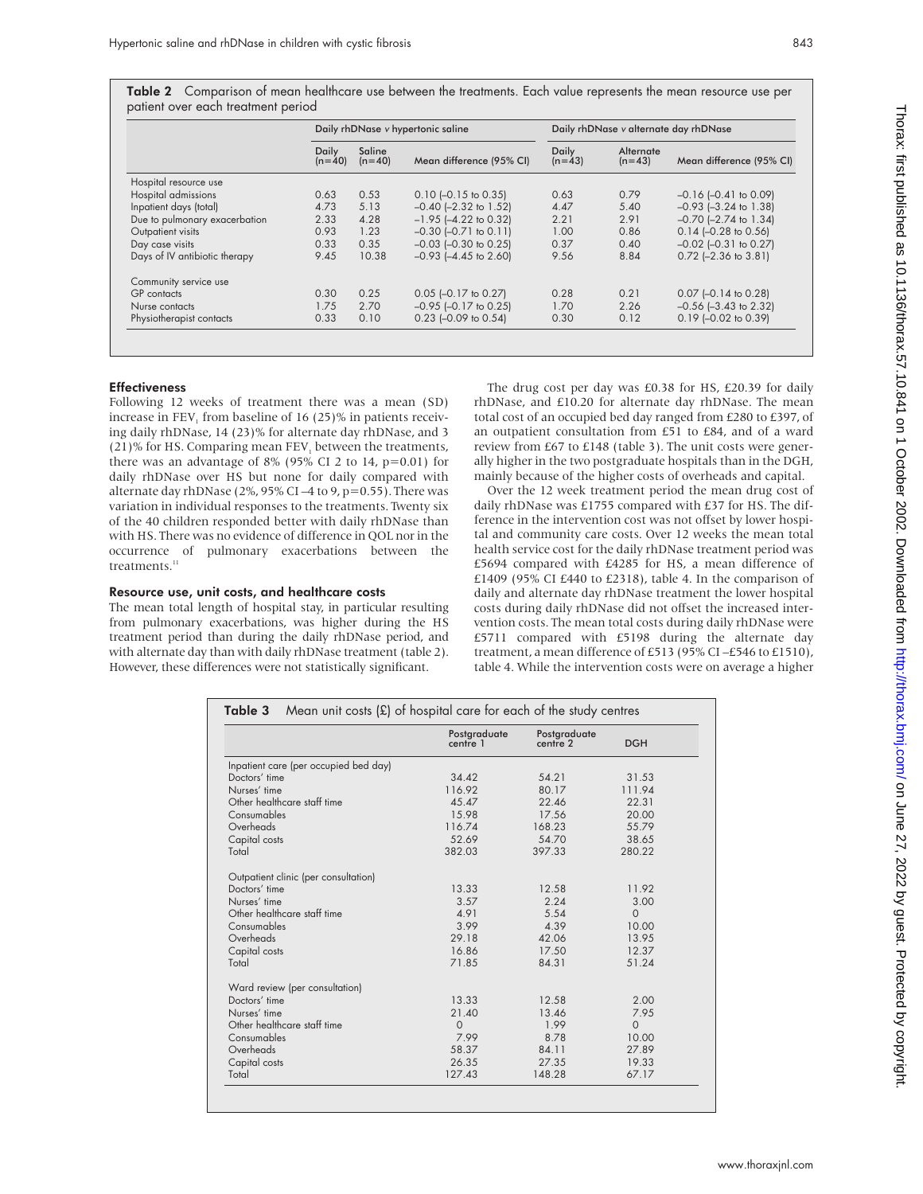**Table 2** Comparison of mean healthcare use between the treatments. Each value represents the mean resource use per patient over each treatment period

| | Daily rhDNase v hypertonic saline | | | Daily rhDNase v alternate day rhDNase | | |
|---|---|---|---|---|---|---|
| | Daily (n=40) | Saline (n=40) | Mean difference (95% CI) | Daily (n=43) | Alternate (n=43) | Mean difference (95% CI) |
| Hospital resource use | | | | | | |
| Hospital admissions | 0.63 | 0.53 | 0.10 (–0.15 to 0.35) | 0.63 | 0.79 | –0.16 (–0.41 to 0.09) |
| Inpatient days (total) | 4.73 | 5.13 | –0.40 (–2.32 to 1.52) | 4.47 | 5.40 | –0.93 (–3.24 to 1.38) |
| Due to pulmonary exacerbation | 2.33 | 4.28 | –1.95 (–4.22 to 0.32) | 2.21 | 2.91 | –0.70 (–2.74 to 1.34) |
| Outpatient visits | 0.93 | 1.23 | –0.30 (–0.71 to 0.11) | 1.00 | 0.86 | 0.14 (–0.28 to 0.56) |
| Day case visits | 0.33 | 0.35 | –0.03 (–0.30 to 0.25) | 0.37 | 0.40 | –0.02 (–0.31 to 0.27) |
| Days of IV antibiotic therapy | 9.45 | 10.38 | –0.93 (–4.45 to 2.60) | 9.56 | 8.84 | 0.72 (–2.36 to 3.81) |
| Community service use | | | | | | |
| GP contacts | 0.30 | 0.25 | 0.05 (–0.17 to 0.27) | 0.28 | 0.21 | 0.07 (–0.14 to 0.28) |
| Nurse contacts | 1.75 | 2.70 | –0.95 (–0.17 to 0.25) | 1.70 | 2.26 | –0.56 (–3.43 to 2.32) |
| Physiotherapist contacts | 0.33 | 0.10 | 0.23 (–0.09 to 0.54) | 0.30 | 0.12 | 0.19 (–0.02 to 0.39) |

### Effectiveness

Following 12 weeks of treatment there was a mean (SD) increase in $FEV_1$ from baseline of 16 (25)% in patients receiving daily rhDNase, 14 (23)% for alternate day rhDNase, and 3 (21)% for HS. Comparing mean $FEV_1$ between the treatments, there was an advantage of 8% (95% CI 2 to 14, p=0.01) for daily rhDNase over HS but none for daily compared with alternate day rhDNase (2%, 95% CI –4 to 9, p=0.55). There was variation in individual responses to the treatments. Twenty six of the 40 children responded better with daily rhDNase than with HS. There was no evidence of difference in QOL nor in the occurrence of pulmonary exacerbations between the treatments.[11]

### Resource use, unit costs, and healthcare costs

The mean total length of hospital stay, in particular resulting from pulmonary exacerbations, was higher during the HS treatment period than during the daily rhDNase period, and with alternate day than with daily rhDNase treatment (table 2). However, these differences were not statistically significant.

The drug cost per day was £0.38 for HS, £20.39 for daily rhDNase, and £10.20 for alternate day rhDNase. The mean total cost of an occupied bed day ranged from £280 to £397, of an outpatient consultation from £51 to £84, and of a ward review from £67 to £148 (table 3). The unit costs were generally higher in the two postgraduate hospitals than in the DGH, mainly because of the higher costs of overheads and capital.

Over the 12 week treatment period the mean drug cost of daily rhDNase was £1755 compared with £37 for HS. The difference in the intervention cost was not offset by lower hospital and community care costs. Over 12 weeks the mean total health service cost for the daily rhDNase treatment period was £5694 compared with £4285 for HS, a mean difference of £1409 (95% CI £440 to £2318), table 4. In the comparison of daily and alternate day rhDNase treatment the lower hospital costs during daily rhDNase did not offset the increased intervention costs. The mean total costs during daily rhDNase were £5711 compared with £5198 during the alternate day treatment, a mean difference of £513 (95% CI –£546 to £1510), table 4. While the intervention costs were on average a higher

**Table 3** Mean unit costs (£) of hospital care for each of the study centres

| | Postgraduate centre 1 | Postgraduate centre 2 | DGH |
|---|---|---|---|
| Inpatient care (per occupied bed day) | | | |
| Doctors' time | 34.42 | 54.21 | 31.53 |
| Nurses' time | 116.92 | 80.17 | 111.94 |
| Other healthcare staff time | 45.47 | 22.46 | 22.31 |
| Consumables | 15.98 | 17.56 | 20.00 |
| Overheads | 116.74 | 168.23 | 55.79 |
| Capital costs | 52.69 | 54.70 | 38.65 |
| Total | 382.03 | 397.33 | 280.22 |
| Outpatient clinic (per consultation) | | | |
| Doctors' time | 13.33 | 12.58 | 11.92 |
| Nurses' time | 3.57 | 2.24 | 3.00 |
| Other healthcare staff time | 4.91 | 5.54 | 0 |
| Consumables | 3.99 | 4.39 | 10.00 |
| Overheads | 29.18 | 42.06 | 13.95 |
| Capital costs | 16.86 | 17.50 | 12.37 |
| Total | 71.85 | 84.31 | 51.24 |
| Ward review (per consultation) | | | |
| Doctors' time | 13.33 | 12.58 | 2.00 |
| Nurses' time | 21.40 | 13.46 | 7.95 |
| Other healthcare staff time | 0 | 1.99 | 0 |
| Consumables | 7.99 | 8.78 | 10.00 |
| Overheads | 58.37 | 84.11 | 27.89 |
| Capital costs | 26.35 | 27.35 | 19.33 |
| Total | 127.43 | 148.28 | 67.17 |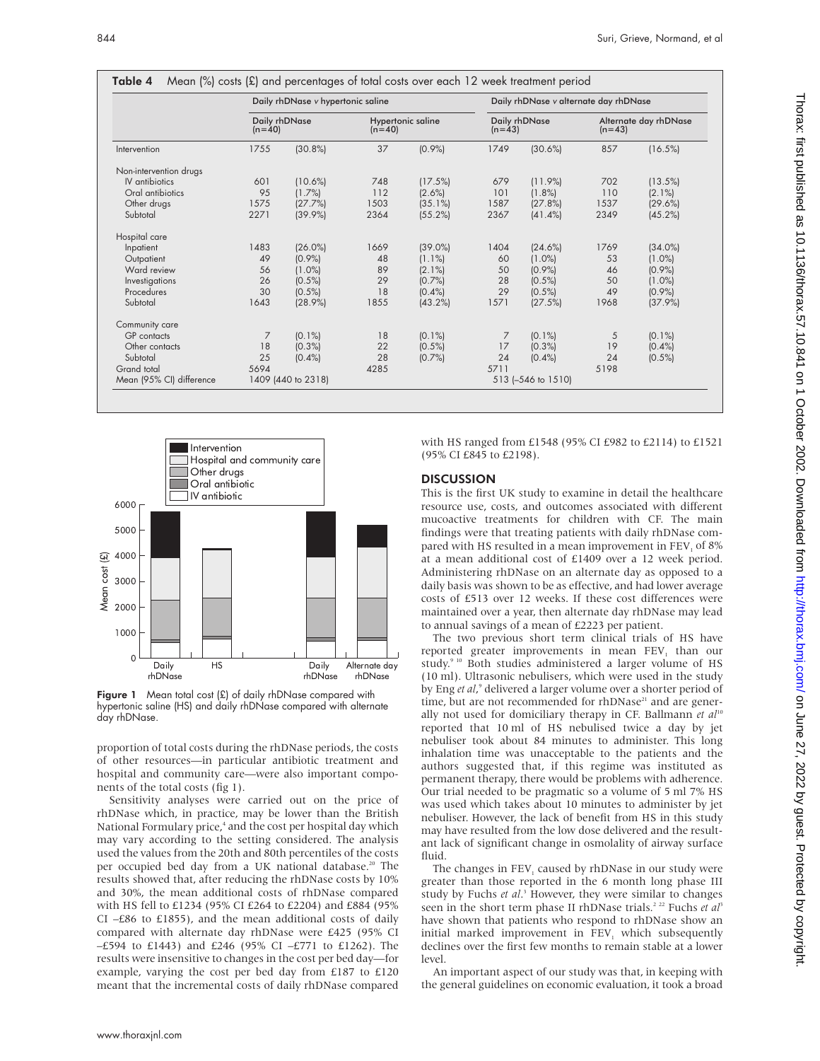**Table 4** Mean (%) costs (£) and percentages of total costs over each 12 week treatment period

| | Daily rhDNase v hypertonic saline | | | | Daily rhDNase v alternate day rhDNase | | | |
|---|---|---|---|---|---|---|---|---|
| | Daily rhDNase (n=40) | | Hypertonic saline (n=40) | | Daily rhDNase (n=43) | | Alternate day rhDNase (n=43) | |
| Intervention | 1755 | (30.8%) | 37 | (0.9%) | 1749 | (30.6%) | 857 | (16.5%) |
| Non-intervention drugs | | | | | | | | |
| IV antibiotics | 601 | (10.6%) | 748 | (17.5%) | 679 | (11.9%) | 702 | (13.5%) |
| Oral antibiotics | 95 | (1.7%) | 112 | (2.6%) | 101 | (1.8%) | 110 | (2.1%) |
| Other drugs | 1575 | (27.7%) | 1503 | (35.1%) | 1587 | (27.8%) | 1537 | (29.6%) |
| Subtotal | 2271 | (39.9%) | 2364 | (55.2%) | 2367 | (41.4%) | 2349 | (45.2%) |
| Hospital care | | | | | | | | |
| Inpatient | 1483 | (26.0%) | 1669 | (39.0%) | 1404 | (24.6%) | 1769 | (34.0%) |
| Outpatient | 49 | (0.9%) | 48 | (1.1%) | 60 | (1.0%) | 53 | (1.0%) |
| Ward review | 56 | (1.0%) | 89 | (2.1%) | 50 | (0.9%) | 46 | (0.9%) |
| Investigations | 26 | (0.5%) | 29 | (0.7%) | 28 | (0.5%) | 50 | (1.0%) |
| Procedures | 30 | (0.5%) | 18 | (0.4%) | 29 | (0.5%) | 49 | (0.9%) |
| Subtotal | 1643 | (28.9%) | 1855 | (43.2%) | 1571 | (27.5%) | 1968 | (37.9%) |
| Community care | | | | | | | | |
| GP contacts | 7 | (0.1%) | 18 | (0.1%) | 7 | (0.1%) | 5 | (0.1%) |
| Other contacts | 18 | (0.3%) | 22 | (0.5%) | 17 | (0.3%) | 19 | (0.4%) |
| Subtotal | 25 | (0.4%) | 28 | (0.7%) | 24 | (0.4%) | 24 | (0.5%) |
| Grand total | 5694 | | 4285 | | 5711 | | 5198 | |
| Mean (95% CI) difference | 1409 (440 to 2318) | | | | 513 (–546 to 1510) | | | |

**Figure 1** Mean total cost (£) of daily rhDNase compared with hypertonic saline (HS) and daily rhDNase compared with alternate day rhDNase.

proportion of total costs during the rhDNase periods, the costs of other resources—in particular antibiotic treatment and hospital and community care—were also important components of the total costs (fig 1).

Sensitivity analyses were carried out on the price of rhDNase which, in practice, may be lower than the British National Formulary price,[4] and the cost per hospital day which may vary according to the setting considered. The analysis used the values from the 20th and 80th percentiles of the costs per occupied bed day from a UK national database.[20] The results showed that, after reducing the rhDNase costs by 10% and 30%, the mean additional costs of rhDNase compared with HS fell to £1234 (95% CI £264 to £2204) and £884 (95% CI –£86 to £1855), and the mean additional costs of daily compared with alternate day rhDNase were £425 (95% CI –£594 to £1443) and £246 (95% CI –£771 to £1262). The results were insensitive to changes in the cost per bed day—for example, varying the cost per bed day from £187 to £120 meant that the incremental costs of daily rhDNase compared with HS ranged from £1548 (95% CI £982 to £2114) to £1521 (95% CI £845 to £2198).

## DISCUSSION

This is the first UK study to examine in detail the healthcare resource use, costs, and outcomes associated with different mucoactive treatments for children with CF. The main findings were that treating patients with daily rhDNase compared with HS resulted in a mean improvement in $FEV_1$ of 8% at a mean additional cost of £1409 over a 12 week period. Administering rhDNase on an alternate day as opposed to a daily basis was shown to be as effective, and had lower average costs of £513 over 12 weeks. If these cost differences were maintained over a year, then alternate day rhDNase may lead to annual savings of a mean of £2223 per patient.

The two previous short term clinical trials of HS have reported greater improvements in mean $FEV_1$ than our study.[9,10] Both studies administered a larger volume of HS (10 ml). Ultrasonic nebulisers, which were used in the study by Eng *et al*,[9] delivered a larger volume over a shorter period of time, but are not recommended for rhDNase[21] and are generally not used for domiciliary therapy in CF. Ballmann *et al*[10] reported that 10 ml of HS nebulised twice a day by jet nebuliser took about 84 minutes to administer. This long inhalation time was unacceptable to the patients and the authors suggested that, if this regime was instituted as permanent therapy, there would be problems with adherence. Our trial needed to be pragmatic so a volume of 5 ml 7% HS was used which takes about 10 minutes to administer by jet nebuliser. However, the lack of benefit from HS in this study may have resulted from the low dose delivered and the resultant lack of significant change in osmolality of airway surface fluid.

The changes in $FEV_1$ caused by rhDNase in our study were greater than those reported in the 6 month long phase III study by Fuchs *et al*.[3] However, they were similar to changes seen in the short term phase II rhDNase trials.[2,22] Fuchs *et al*[3] have shown that patients who respond to rhDNase show an initial marked improvement in $FEV_1$ which subsequently declines over the first few months to remain stable at a lower level.

An important aspect of our study was that, in keeping with the general guidelines on economic evaluation, it took a broad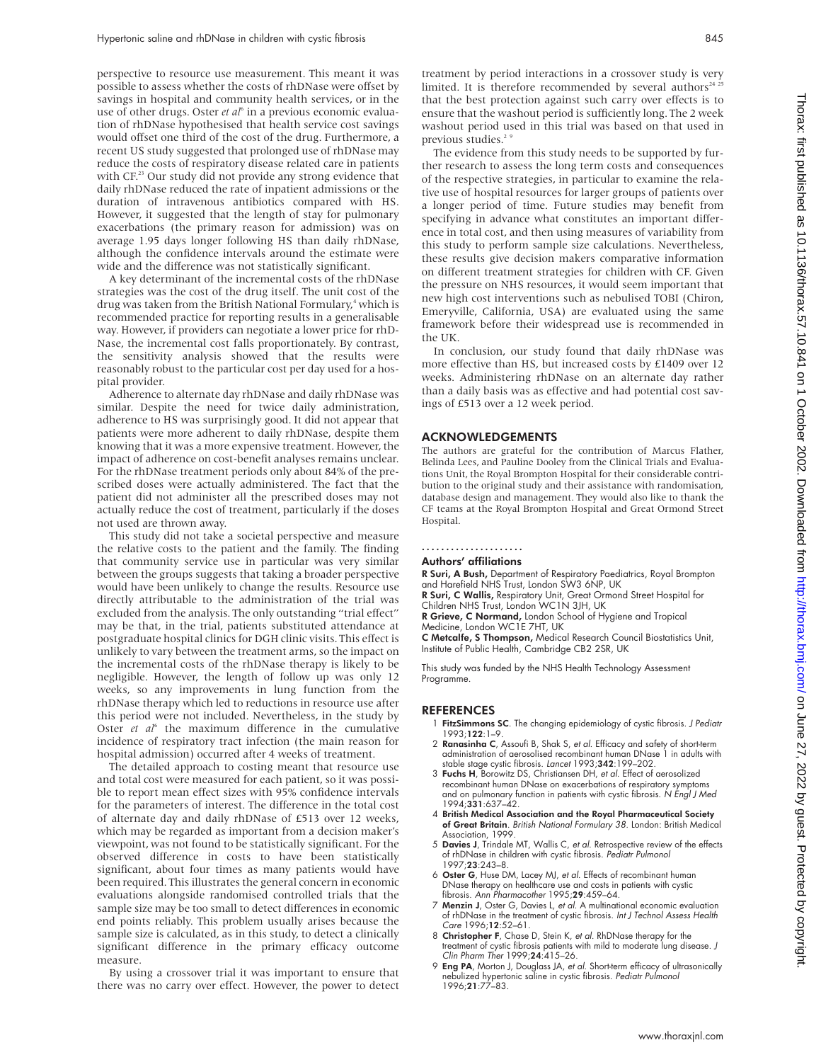perspective to resource use measurement. This meant it was possible to assess whether the costs of rhDNase were offset by savings in hospital and community health services, or in the use of other drugs. Oster *et al*[6] in a previous economic evaluation of rhDNase hypothesised that health service cost savings would offset one third of the cost of the drug. Furthermore, a recent US study suggested that prolonged use of rhDNase may reduce the costs of respiratory disease related care in patients with CF.[23] Our study did not provide any strong evidence that daily rhDNase reduced the rate of inpatient admissions or the duration of intravenous antibiotics compared with HS. However, it suggested that the length of stay for pulmonary exacerbations (the primary reason for admission) was on average 1.95 days longer following HS than daily rhDNase, although the confidence intervals around the estimate were wide and the difference was not statistically significant.

A key determinant of the incremental costs of the rhDNase strategies was the cost of the drug itself. The unit cost of the drug was taken from the British National Formulary,[4] which is recommended practice for reporting results in a generalisable way. However, if providers can negotiate a lower price for rhDNase, the incremental cost falls proportionately. By contrast, the sensitivity analysis showed that the results were reasonably robust to the particular cost per day used for a hospital provider.

Adherence to alternate day rhDNase and daily rhDNase was similar. Despite the need for twice daily administration, adherence to HS was surprisingly good. It did not appear that patients were more adherent to daily rhDNase, despite them knowing that it was a more expensive treatment. However, the impact of adherence on cost-benefit analyses remains unclear. For the rhDNase treatment periods only about 84% of the prescribed doses were actually administered. The fact that the patient did not administer all the prescribed doses may not actually reduce the cost of treatment, particularly if the doses not used are thrown away.

This study did not take a societal perspective and measure the relative costs to the patient and the family. The finding that community service use in particular was very similar between the groups suggests that taking a broader perspective would have been unlikely to change the results. Resource use directly attributable to the administration of the trial was excluded from the analysis. The only outstanding "trial effect" may be that, in the trial, patients substituted attendance at postgraduate hospital clinics for DGH clinic visits. This effect is unlikely to vary between the treatment arms, so the impact on the incremental costs of the rhDNase therapy is likely to be negligible. However, the length of follow up was only 12 weeks, so any improvements in lung function from the rhDNase therapy which led to reductions in resource use after this period were not included. Nevertheless, in the study by Oster *et al*[6] the maximum difference in the cumulative incidence of respiratory tract infection (the main reason for hospital admission) occurred after 4 weeks of treatment.

The detailed approach to costing meant that resource use and total cost were measured for each patient, so it was possible to report mean effect sizes with 95% confidence intervals for the parameters of interest. The difference in the total cost of alternate day and daily rhDNase of £513 over 12 weeks, which may be regarded as important from a decision maker's viewpoint, was not found to be statistically significant. For the observed difference in costs to have been statistically significant, about four times as many patients would have been required. This illustrates the general concern in economic evaluations alongside randomised controlled trials that the sample size may be too small to detect differences in economic end points reliably. This problem usually arises because the sample size is calculated, as in this study, to detect a clinically significant difference in the primary efficacy outcome measure.

By using a crossover trial it was important to ensure that there was no carry over effect. However, the power to detect treatment by period interactions in a crossover study is very limited. It is therefore recommended by several authors[24 25] that the best protection against such carry over effects is to ensure that the washout period is sufficiently long. The 2 week washout period used in this trial was based on that used in previous studies.[2 9]

The evidence from this study needs to be supported by further research to assess the long term costs and consequences of the respective strategies, in particular to examine the relative use of hospital resources for larger groups of patients over a longer period of time. Future studies may benefit from specifying in advance what constitutes an important difference in total cost, and then using measures of variability from this study to perform sample size calculations. Nevertheless, these results give decision makers comparative information on different treatment strategies for children with CF. Given the pressure on NHS resources, it would seem important that new high cost interventions such as nebulised TOBI (Chiron, Emeryville, California, USA) are evaluated using the same framework before their widespread use is recommended in the UK.

In conclusion, our study found that daily rhDNase was more effective than HS, but increased costs by £1409 over 12 weeks. Administering rhDNase on an alternate day rather than a daily basis was as effective and had potential cost savings of £513 over a 12 week period.

## ACKNOWLEDGEMENTS

The authors are grateful for the contribution of Marcus Flather, Belinda Lees, and Pauline Dooley from the Clinical Trials and Evaluations Unit, the Royal Brompton Hospital for their considerable contribution to the original study and their assistance with randomisation, database design and management. They would also like to thank the CF teams at the Royal Brompton Hospital and Great Ormond Street Hospital.

### Authors' affiliations

**R Suri, A Bush,** Department of Respiratory Paediatrics, Royal Brompton and Harefield NHS Trust, London SW3 6NP, UK
**R Suri, C Wallis,** Respiratory Unit, Great Ormond Street Hospital for Children NHS Trust, London WC1N 3JH, UK
**R Grieve, C Normand,** London School of Hygiene and Tropical Medicine, London WC1E 7HT, UK
**C Metcalfe, S Thompson,** Medical Research Council Biostatistics Unit, Institute of Public Health, Cambridge CB2 2SR, UK

This study was funded by the NHS Health Technology Assessment Programme.

## REFERENCES

1. **FitzSimmons SC**. The changing epidemiology of cystic fibrosis. *J Pediatr* 1993;**122**:1–9.
2. **Ranasinha C**, Assoufi B, Shak S, *et al*. Efficacy and safety of short-term administration of aerosolised recombinant human DNase 1 in adults with stable stage cystic fibrosis. *Lancet* 1993;**342**:199–202.
3. **Fuchs H**, Borowitz DS, Christiansen DH, *et al*. Effect of aerosolized recombinant human DNase on exacerbations of respiratory symptoms and on pulmonary function in patients with cystic fibrosis. *N Engl J Med* 1994;**331**:637–42.
4. **British Medical Association and the Royal Pharmaceutical Society of Great Britain**. *British National Formulary 38*. London: British Medical Association, 1999.
5. **Davies J**, Trindale MT, Wallis C, *et al*. Retrospective review of the effects of rhDNase in children with cystic fibrosis. *Pediatr Pulmonol* 1997;**23**:243–8.
6. **Oster G**, Huse DM, Lacey MJ, *et al*. Effects of recombinant human DNase therapy on healthcare use and costs in patients with cystic fibrosis. *Ann Pharmacother* 1995;**29**:459–64.
7. **Menzin J**, Oster G, Davies L, *et al*. A multinational economic evaluation of rhDNase in the treatment of cystic fibrosis. *Int J Technol Assess Health Care* 1996;**12**:52–61.
8. **Christopher F**, Chase D, Stein K, *et al*. RhDNase therapy for the treatment of cystic fibrosis patients with mild to moderate lung disease. *J Clin Pharm Ther* 1999;**24**:415–26.
9. **Eng PA**, Morton J, Douglass JA, *et al*. Short-term efficacy of ultrasonically nebulized hypertonic saline in cystic fibrosis. *Pediatr Pulmonol* 1996;**21**:77–83.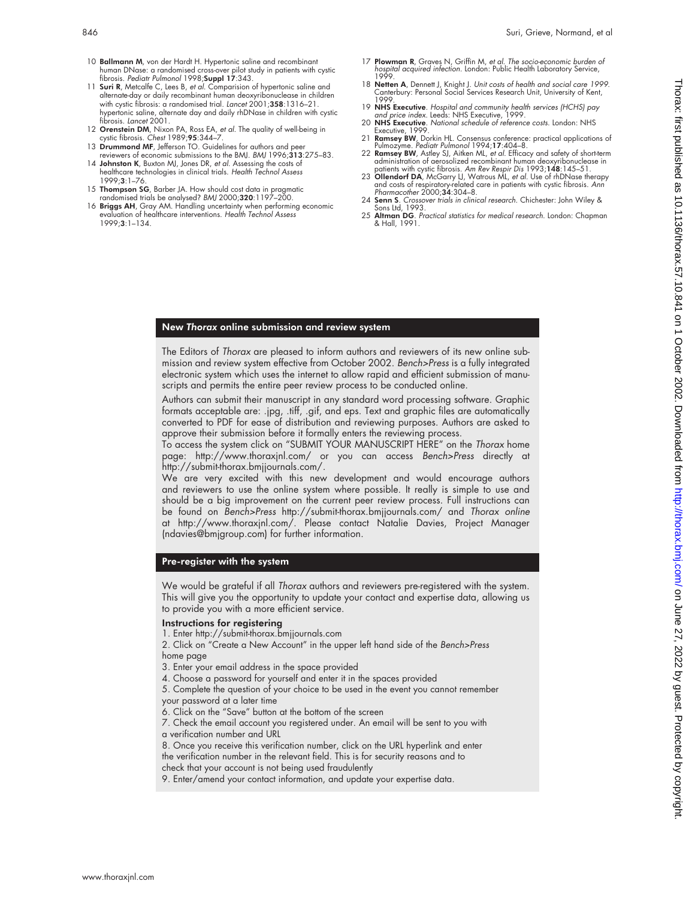10 **Ballmann M**, von der Hardt H. Hypertonic saline and recombinant human DNase: a randomised cross-over pilot study in patients with cystic fibrosis. *Pediatr Pulmonol* 1998;**Suppl 17**:343.

11 **Suri R**, Metcalfe C, Lees B, *et al*. Comparision of hypertonic saline and alternate-day or daily recombinant human deoxyribonuclease in children with cystic fibrosis: a randomised trial. *Lancet* 2001;**358**:1316–21. hypertonic saline, alternate day and daily rhDNase in children with cystic fibrosis. *Lancet* 2001.

12 **Orenstein DM**, Nixon PA, Ross EA, *et al*. The quality of well-being in cystic fibrosis. *Chest* 1989;**95**:344–7.

13 **Drummond MF**, Jefferson TO. Guidelines for authors and peer reviewers of economic submissions to the BMJ. *BMJ* 1996;**313**:275–83.

14 **Johnston K**, Buxton MJ, Jones DR, *et al*. Assessing the costs of healthcare technologies in clinical trials. *Health Technol Assess* 1999;**3**:1–76.

15 **Thompson SG**, Barber JA. How should cost data in pragmatic randomised trials be analysed? *BMJ* 2000;**320**:1197–200.

16 **Briggs AH**, Gray AM. Handling uncertainty when performing economic evaluation of healthcare interventions. *Health Technol Assess* 1999;**3**:1–134.

17 **Plowman R**, Graves N, Griffin M, *et al*. *The socio-economic burden of hospital acquired infection*. London: Public Health Laboratory Service, 1999.

18 **Netten A**, Dennett J, Knight J. *Unit costs of health and social care 1999*. Canterbury: Personal Social Services Research Unit, University of Kent, 1999.

19 **NHS Executive**. *Hospital and community health services (HCHS) pay and price index*. Leeds: NHS Executive, 1999.

20 **NHS Executive**. *National schedule of reference costs*. London: NHS Executive, 1999.

21 **Ramsey BW**, Dorkin HL. Consensus conference: practical applications of Pulmozyme. *Pediatr Pulmonol* 1994;**17**:404–8.

22 **Ramsey BW**, Astley SJ, Aitken ML, *et al*. Efficacy and safety of short-term administration of aerosolized recombinant human deoxyribonuclease in patients with cystic fibrosis. *Am Rev Respir Dis* 1993;**148**:145–51.

23 **Ollendorf DA**, McGarry LJ, Watrous ML, *et al*. Use of rhDNase therapy and costs of respiratory-related care in patients with cystic fibrosis. *Ann Pharmacother* 2000;**34**:304–8.

24 **Senn S**. *Crossover trials in clinical research*. Chichester: John Wiley & Sons Ltd, 1993.

25 **Altman DG**. *Practical statistics for medical research*. London: Chapman & Hall, 1991.

## New *Thorax* online submission and review system

The Editors of *Thorax* are pleased to inform authors and reviewers of its new online submission and review system effective from October 2002. *Bench>Press* is a fully integrated electronic system which uses the internet to allow rapid and efficient submission of manuscripts and permits the entire peer review process to be conducted online.

Authors can submit their manuscript in any standard word processing software. Graphic formats acceptable are: .jpg, .tiff, .gif, and eps. Text and graphic files are automatically converted to PDF for ease of distribution and reviewing purposes. Authors are asked to approve their submission before it formally enters the reviewing process.

To access the system click on "SUBMIT YOUR MANUSCRIPT HERE" on the *Thorax* home page: http://www.thoraxjnl.com/ or you can access *Bench>Press* directly at http://submit-thorax.bmjjournals.com/.

We are very excited with this new development and would encourage authors and reviewers to use the online system where possible. It really is simple to use and should be a big improvement on the current peer review process. Full instructions can be found on *Bench>Press* http://submit-thorax.bmjjournals.com/ and *Thorax online* at http://www.thoraxjnl.com/. Please contact Natalie Davies, Project Manager (ndavies@bmjgroup.com) for further information.

## Pre-register with the system

We would be grateful if all *Thorax* authors and reviewers pre-registered with the system. This will give you the opportunity to update your contact and expertise data, allowing us to provide you with a more efficient service.

### Instructions for registering

1. Enter http://submit-thorax.bmjjournals.com
2. Click on "Create a New Account" in the upper left hand side of the *Bench>Press* home page
3. Enter your email address in the space provided
4. Choose a password for yourself and enter it in the spaces provided
5. Complete the question of your choice to be used in the event you cannot remember your password at a later time
6. Click on the "Save" button at the bottom of the screen
7. Check the email account you registered under. An email will be sent to you with a verification number and URL
8. Once you receive this verification number, click on the URL hyperlink and enter the verification number in the relevant field. This is for security reasons and to check that your account is not being used fraudulently
9. Enter/amend your contact information, and update your expertise data.